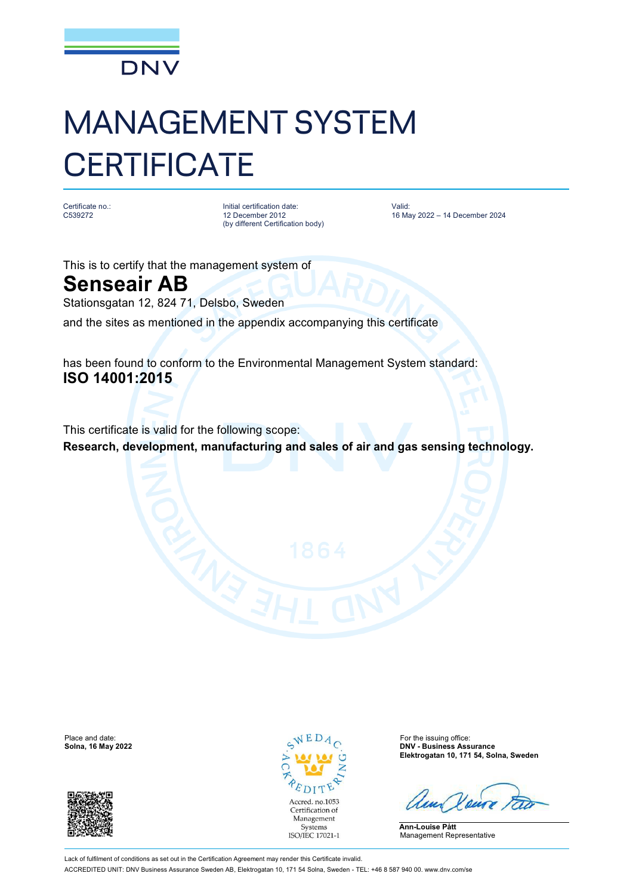DNV

# MANAGEMENT SYSTEM CERTIFICATE

Certificate no.:
C539272

Initial certification date:
12 December 2012
(by different Certification body)

Valid:
16 May 2022 – 14 December 2024

This is to certify that the management system of

## Senseair AB

Stationsgatan 12, 824 71, Delsbo, Sweden

and the sites as mentioned in the appendix accompanying this certificate

has been found to conform to the Environmental Management System standard:

**ISO 14001:2015**

This certificate is valid for the following scope:

**Research, development, manufacturing and sales of air and gas sensing technology.**

Place and date:
**Solna, 16 May 2022**

SWEDAC ACKREDITERING
Accred. no.1053
Certification of Management Systems
ISO/IEC 17021-1

For the issuing office:
**DNV - Business Assurance**
**Elektrogatan 10, 171 54, Solna, Sweden**

**Ann-Louise Pått**
Management Representative

Lack of fulfilment of conditions as set out in the Certification Agreement may render this Certificate invalid.

ACCREDITED UNIT: DNV Business Assurance Sweden AB, Elektrogatan 10, 171 54 Solna, Sweden - TEL: +46 8 587 940 00. www.dnv.com/se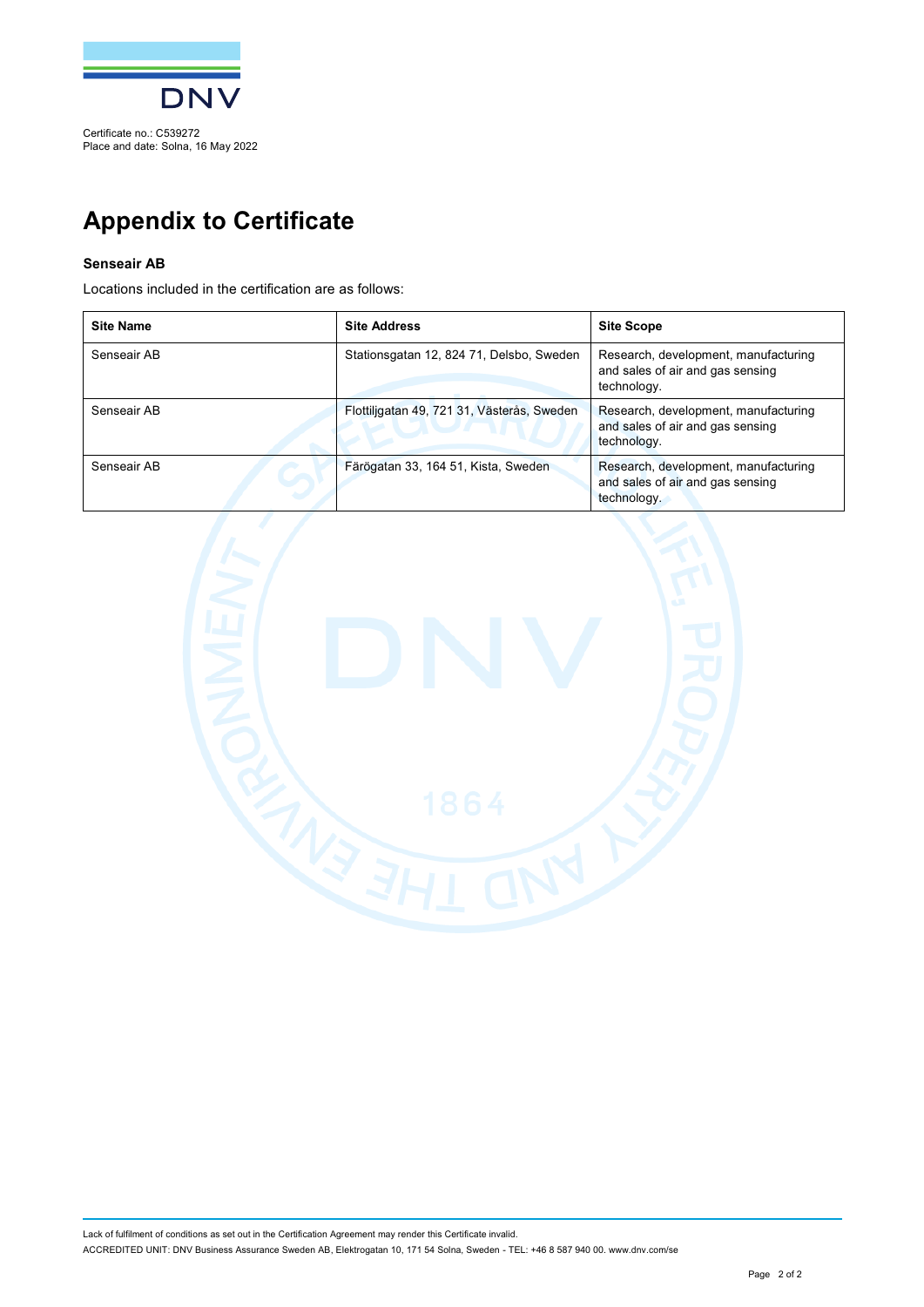Certificate no.: C539272
Place and date: Solna, 16 May 2022

# Appendix to Certificate

**Senseair AB**

Locations included in the certification are as follows:

| Site Name | Site Address | Site Scope |
|---|---|---|
| Senseair AB | Stationsgatan 12, 824 71, Delsbo, Sweden | Research, development, manufacturing and sales of air and gas sensing technology. |
| Senseair AB | Flottiljgatan 49, 721 31, Västerås, Sweden | Research, development, manufacturing and sales of air and gas sensing technology. |
| Senseair AB | Färögatan 33, 164 51, Kista, Sweden | Research, development, manufacturing and sales of air and gas sensing technology. |

Lack of fulfilment of conditions as set out in the Certification Agreement may render this Certificate invalid.

ACCREDITED UNIT: DNV Business Assurance Sweden AB, Elektrogatan 10, 171 54 Solna, Sweden - TEL: +46 8 587 940 00. www.dnv.com/se